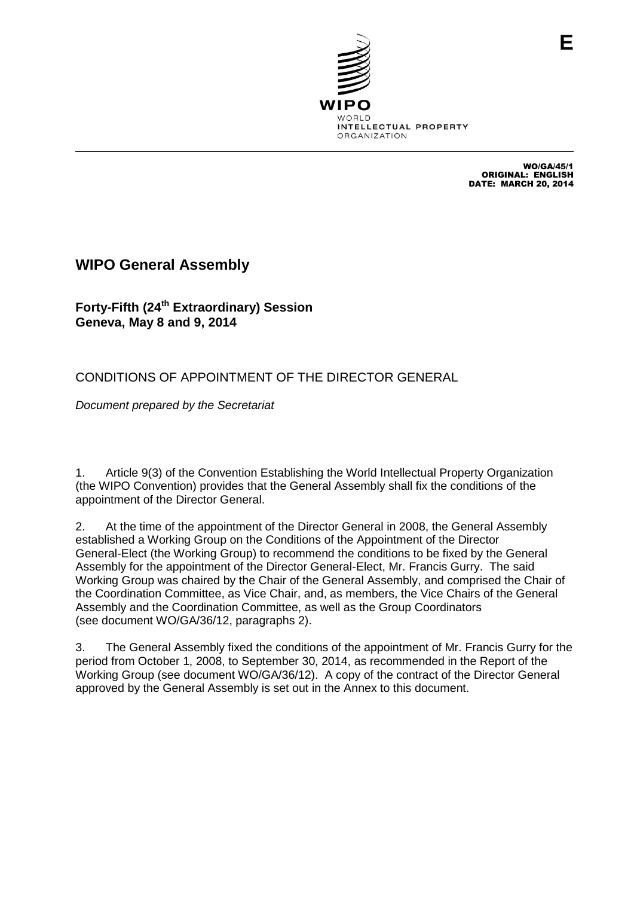**E**

WIPO
WORLD
INTELLECTUAL PROPERTY
ORGANIZATION

WO/GA/45/1
ORIGINAL: ENGLISH
DATE: MARCH 20, 2014

# WIPO General Assembly

## Forty-Fifth (24th Extraordinary) Session
## Geneva, May 8 and 9, 2014

CONDITIONS OF APPOINTMENT OF THE DIRECTOR GENERAL

*Document prepared by the Secretariat*

1. Article 9(3) of the Convention Establishing the World Intellectual Property Organization (the WIPO Convention) provides that the General Assembly shall fix the conditions of the appointment of the Director General.

2. At the time of the appointment of the Director General in 2008, the General Assembly established a Working Group on the Conditions of the Appointment of the Director General-Elect (the Working Group) to recommend the conditions to be fixed by the General Assembly for the appointment of the Director General-Elect, Mr. Francis Gurry. The said Working Group was chaired by the Chair of the General Assembly, and comprised the Chair of the Coordination Committee, as Vice Chair, and, as members, the Vice Chairs of the General Assembly and the Coordination Committee, as well as the Group Coordinators (see document WO/GA/36/12, paragraphs 2).

3. The General Assembly fixed the conditions of the appointment of Mr. Francis Gurry for the period from October 1, 2008, to September 30, 2014, as recommended in the Report of the Working Group (see document WO/GA/36/12). A copy of the contract of the Director General approved by the General Assembly is set out in the Annex to this document.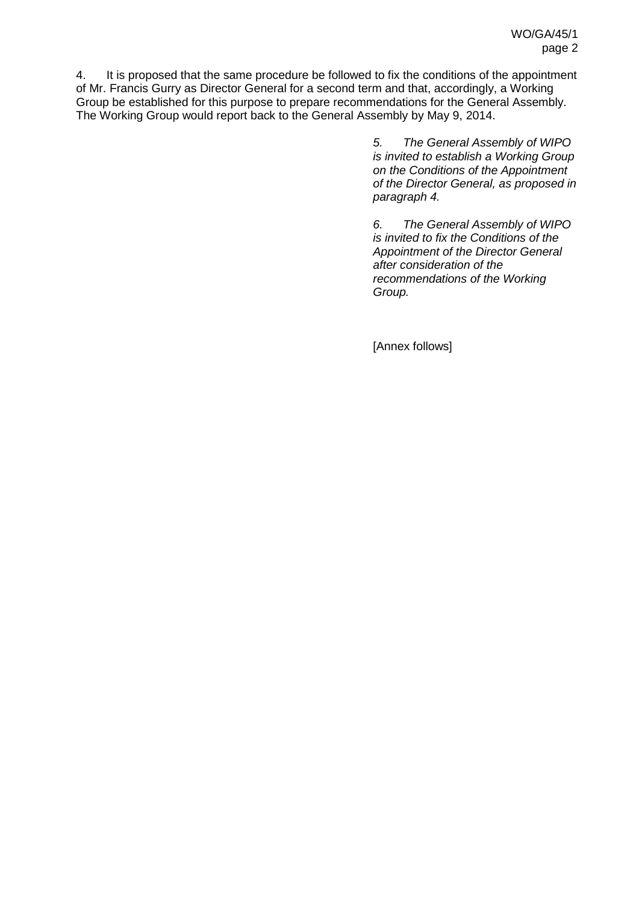4. It is proposed that the same procedure be followed to fix the conditions of the appointment of Mr. Francis Gurry as Director General for a second term and that, accordingly, a Working Group be established for this purpose to prepare recommendations for the General Assembly. The Working Group would report back to the General Assembly by May 9, 2014.

*5. The General Assembly of WIPO is invited to establish a Working Group on the Conditions of the Appointment of the Director General, as proposed in paragraph 4.*

*6. The General Assembly of WIPO is invited to fix the Conditions of the Appointment of the Director General after consideration of the recommendations of the Working Group.*

[Annex follows]